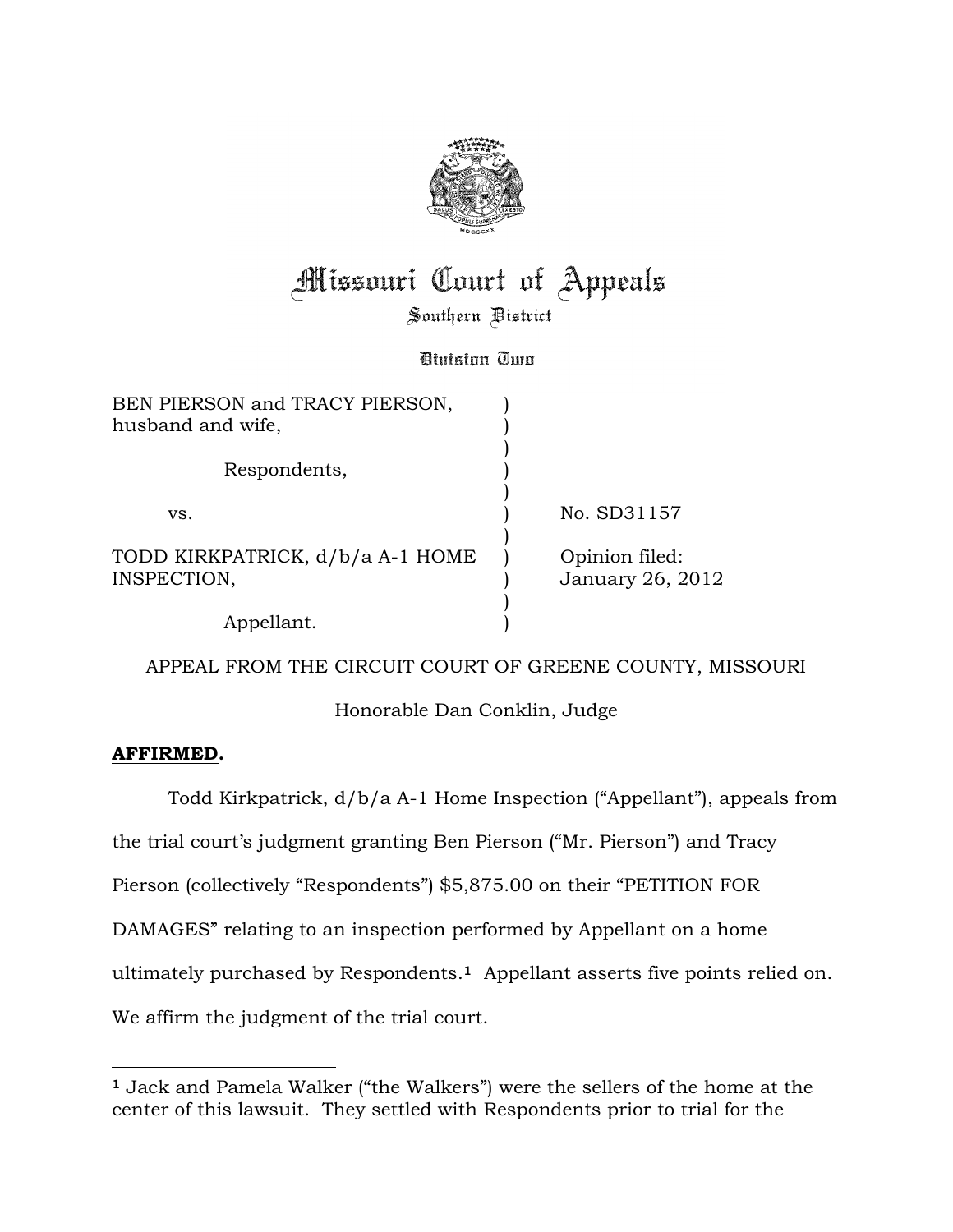# Missouri Court of Appeals

Southern District

Division Two

| | | |
|---|---|---|
| BEN PIERSON and TRACY PIERSON, husband and wife, | ) | |
| Respondents, | ) | |
| vs. | ) | No. SD31157 |
| TODD KIRKPATRICK, d/b/a A-1 HOME INSPECTION, | ) | Opinion filed: January 26, 2012 |
| Appellant. | ) | |

APPEAL FROM THE CIRCUIT COURT OF GREENE COUNTY, MISSOURI

Honorable Dan Conklin, Judge

**AFFIRMED.**

Todd Kirkpatrick, d/b/a A-1 Home Inspection ("Appellant"), appeals from the trial court's judgment granting Ben Pierson ("Mr. Pierson") and Tracy Pierson (collectively "Respondents") $5,875.00 on their "PETITION FOR DAMAGES" relating to an inspection performed by Appellant on a home ultimately purchased by Respondents.[1] Appellant asserts five points relied on. We affirm the judgment of the trial court.

---

[1] Jack and Pamela Walker ("the Walkers") were the sellers of the home at the center of this lawsuit. They settled with Respondents prior to trial for the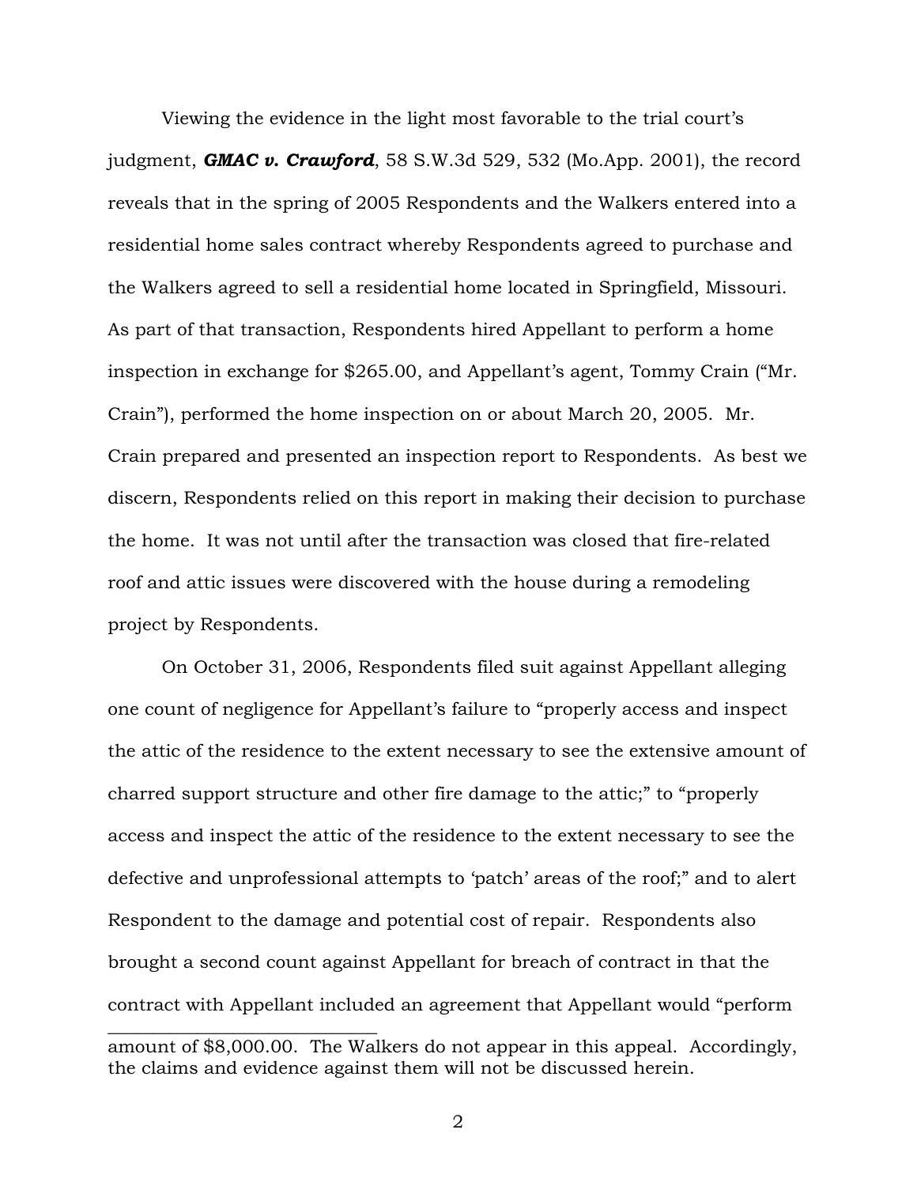Viewing the evidence in the light most favorable to the trial court's judgment, ***GMAC v. Crawford***, 58 S.W.3d 529, 532 (Mo.App. 2001), the record reveals that in the spring of 2005 Respondents and the Walkers entered into a residential home sales contract whereby Respondents agreed to purchase and the Walkers agreed to sell a residential home located in Springfield, Missouri. As part of that transaction, Respondents hired Appellant to perform a home inspection in exchange for $265.00, and Appellant's agent, Tommy Crain ("Mr. Crain"), performed the home inspection on or about March 20, 2005. Mr. Crain prepared and presented an inspection report to Respondents. As best we discern, Respondents relied on this report in making their decision to purchase the home. It was not until after the transaction was closed that fire-related roof and attic issues were discovered with the house during a remodeling project by Respondents.

On October 31, 2006, Respondents filed suit against Appellant alleging one count of negligence for Appellant's failure to "properly access and inspect the attic of the residence to the extent necessary to see the extensive amount of charred support structure and other fire damage to the attic;" to "properly access and inspect the attic of the residence to the extent necessary to see the defective and unprofessional attempts to 'patch' areas of the roof;" and to alert Respondent to the damage and potential cost of repair. Respondents also brought a second count against Appellant for breach of contract in that the contract with Appellant included an agreement that Appellant would "perform

---

amount of $8,000.00. The Walkers do not appear in this appeal. Accordingly, the claims and evidence against them will not be discussed herein.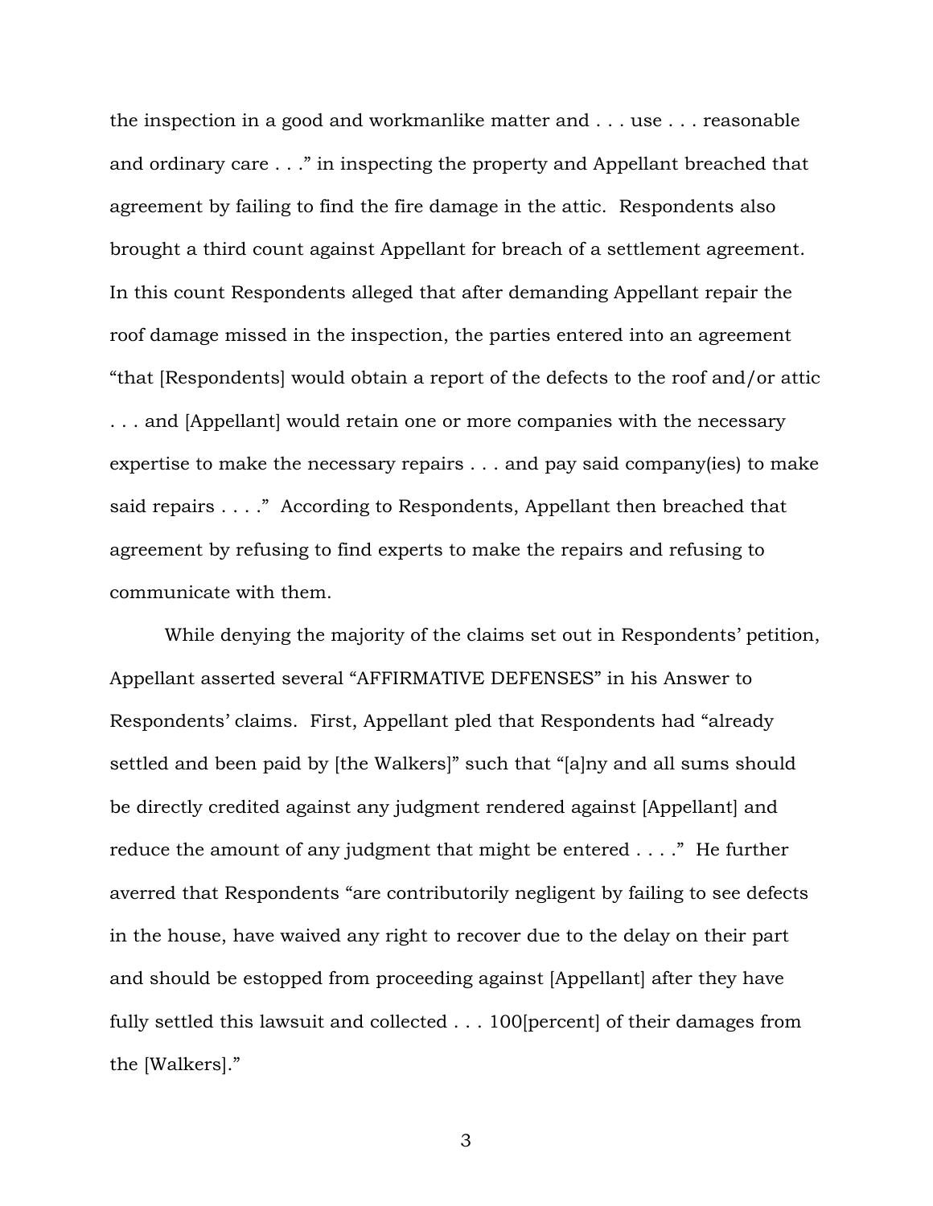the inspection in a good and workmanlike matter and . . . use . . . reasonable and ordinary care . . ." in inspecting the property and Appellant breached that agreement by failing to find the fire damage in the attic. Respondents also brought a third count against Appellant for breach of a settlement agreement. In this count Respondents alleged that after demanding Appellant repair the roof damage missed in the inspection, the parties entered into an agreement "that [Respondents] would obtain a report of the defects to the roof and/or attic . . . and [Appellant] would retain one or more companies with the necessary expertise to make the necessary repairs . . . and pay said company(ies) to make said repairs . . . ." According to Respondents, Appellant then breached that agreement by refusing to find experts to make the repairs and refusing to communicate with them.

While denying the majority of the claims set out in Respondents' petition, Appellant asserted several "AFFIRMATIVE DEFENSES" in his Answer to Respondents' claims. First, Appellant pled that Respondents had "already settled and been paid by [the Walkers]" such that "[a]ny and all sums should be directly credited against any judgment rendered against [Appellant] and reduce the amount of any judgment that might be entered . . . ." He further averred that Respondents "are contributorily negligent by failing to see defects in the house, have waived any right to recover due to the delay on their part and should be estopped from proceeding against [Appellant] after they have fully settled this lawsuit and collected . . . 100[percent] of their damages from the [Walkers]."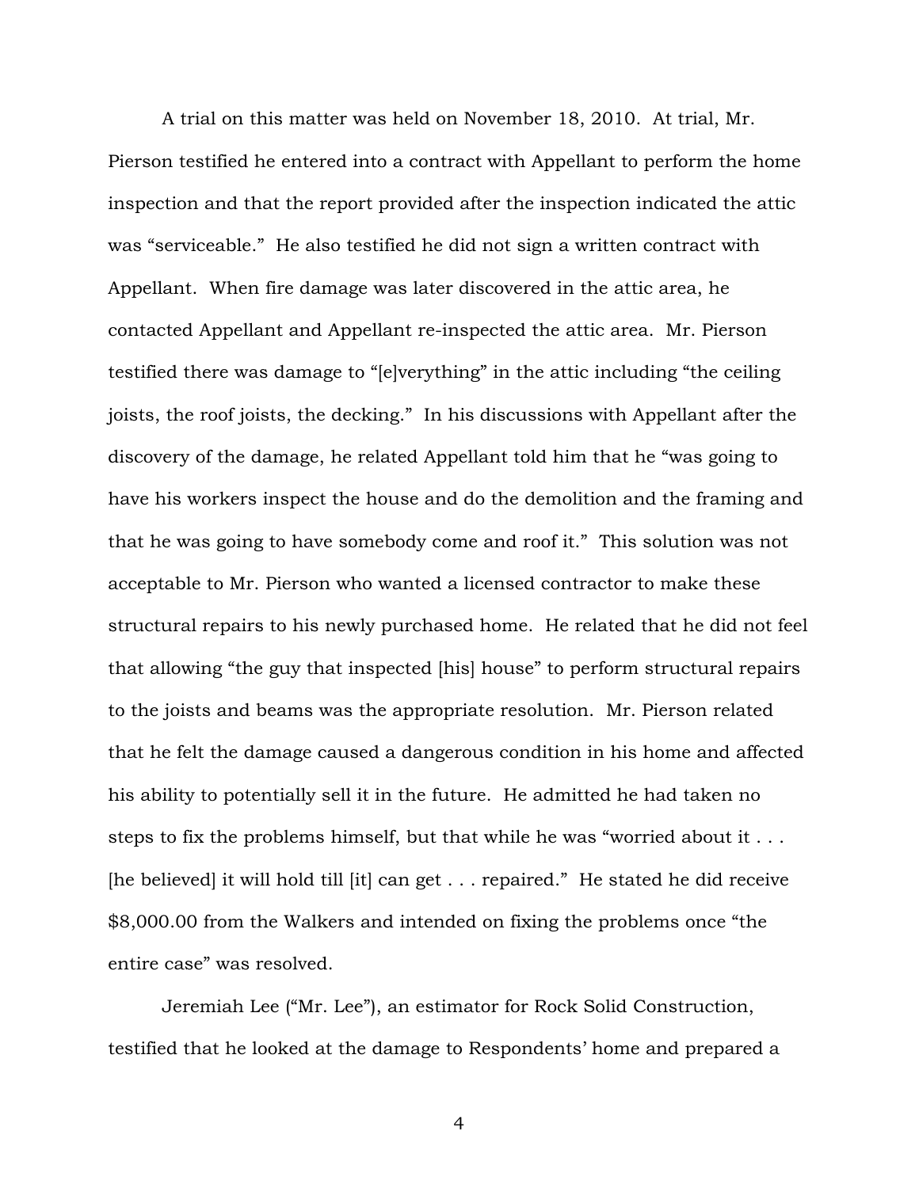A trial on this matter was held on November 18, 2010. At trial, Mr. Pierson testified he entered into a contract with Appellant to perform the home inspection and that the report provided after the inspection indicated the attic was "serviceable." He also testified he did not sign a written contract with Appellant. When fire damage was later discovered in the attic area, he contacted Appellant and Appellant re-inspected the attic area. Mr. Pierson testified there was damage to "[e]verything" in the attic including "the ceiling joists, the roof joists, the decking." In his discussions with Appellant after the discovery of the damage, he related Appellant told him that he "was going to have his workers inspect the house and do the demolition and the framing and that he was going to have somebody come and roof it." This solution was not acceptable to Mr. Pierson who wanted a licensed contractor to make these structural repairs to his newly purchased home. He related that he did not feel that allowing "the guy that inspected [his] house" to perform structural repairs to the joists and beams was the appropriate resolution. Mr. Pierson related that he felt the damage caused a dangerous condition in his home and affected his ability to potentially sell it in the future. He admitted he had taken no steps to fix the problems himself, but that while he was "worried about it . . . [he believed] it will hold till [it] can get . . . repaired." He stated he did receive $8,000.00 from the Walkers and intended on fixing the problems once "the entire case" was resolved.

Jeremiah Lee ("Mr. Lee"), an estimator for Rock Solid Construction, testified that he looked at the damage to Respondents' home and prepared a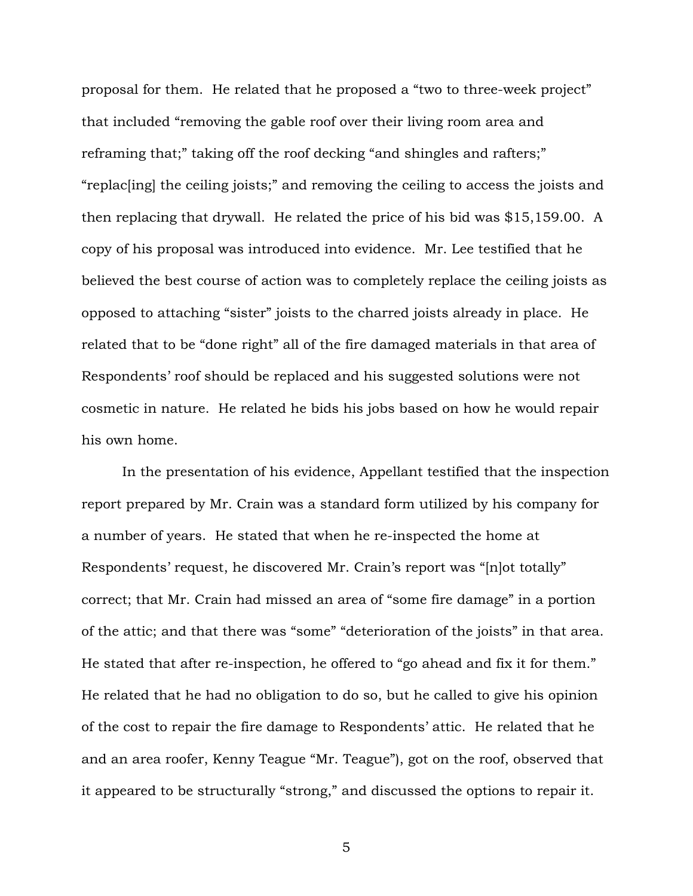proposal for them. He related that he proposed a "two to three-week project" that included "removing the gable roof over their living room area and reframing that;" taking off the roof decking "and shingles and rafters;" "replac[ing] the ceiling joists;" and removing the ceiling to access the joists and then replacing that drywall. He related the price of his bid was $15,159.00. A copy of his proposal was introduced into evidence. Mr. Lee testified that he believed the best course of action was to completely replace the ceiling joists as opposed to attaching "sister" joists to the charred joists already in place. He related that to be "done right" all of the fire damaged materials in that area of Respondents' roof should be replaced and his suggested solutions were not cosmetic in nature. He related he bids his jobs based on how he would repair his own home.

In the presentation of his evidence, Appellant testified that the inspection report prepared by Mr. Crain was a standard form utilized by his company for a number of years. He stated that when he re-inspected the home at Respondents' request, he discovered Mr. Crain's report was "[n]ot totally" correct; that Mr. Crain had missed an area of "some fire damage" in a portion of the attic; and that there was "some" "deterioration of the joists" in that area. He stated that after re-inspection, he offered to "go ahead and fix it for them." He related that he had no obligation to do so, but he called to give his opinion of the cost to repair the fire damage to Respondents' attic. He related that he and an area roofer, Kenny Teague "Mr. Teague"), got on the roof, observed that it appeared to be structurally "strong," and discussed the options to repair it.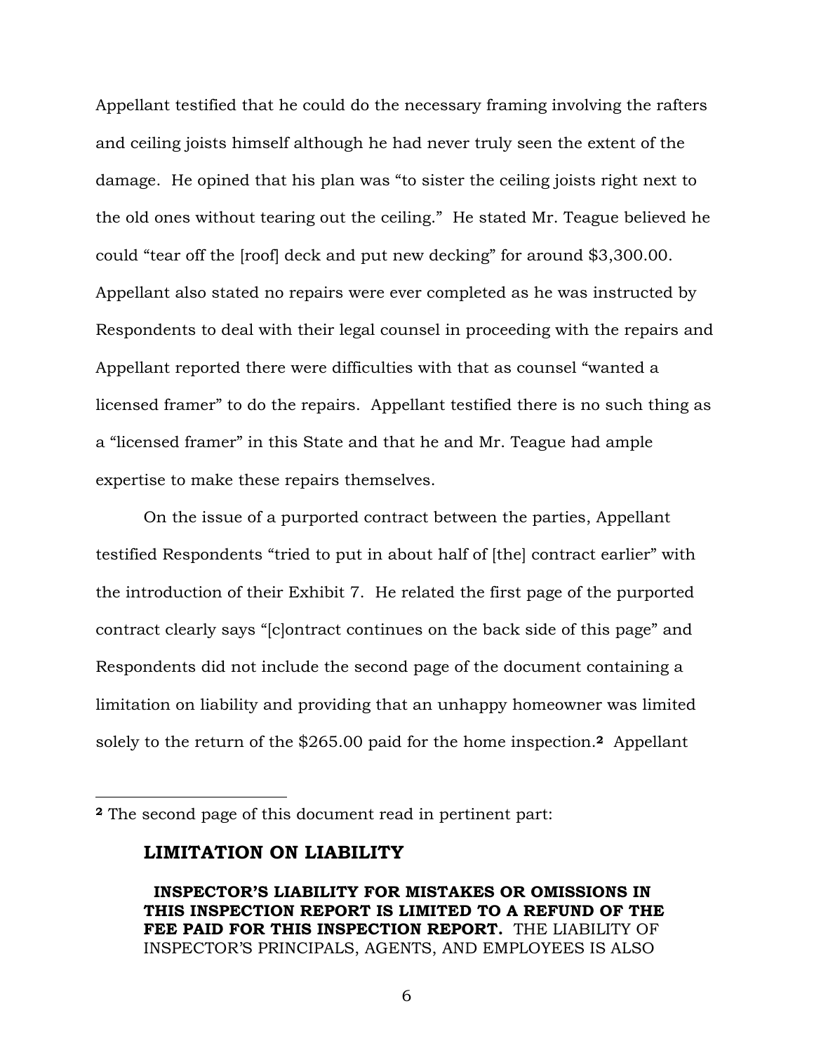Appellant testified that he could do the necessary framing involving the rafters and ceiling joists himself although he had never truly seen the extent of the damage. He opined that his plan was "to sister the ceiling joists right next to the old ones without tearing out the ceiling." He stated Mr. Teague believed he could "tear off the [roof] deck and put new decking" for around $3,300.00. Appellant also stated no repairs were ever completed as he was instructed by Respondents to deal with their legal counsel in proceeding with the repairs and Appellant reported there were difficulties with that as counsel "wanted a licensed framer" to do the repairs. Appellant testified there is no such thing as a "licensed framer" in this State and that he and Mr. Teague had ample expertise to make these repairs themselves.

On the issue of a purported contract between the parties, Appellant testified Respondents "tried to put in about half of [the] contract earlier" with the introduction of their Exhibit 7. He related the first page of the purported contract clearly says "[c]ontract continues on the back side of this page" and Respondents did not include the second page of the document containing a limitation on liability and providing that an unhappy homeowner was limited solely to the return of the $265.00 paid for the home inspection.[2] Appellant

---

[2] The second page of this document read in pertinent part:

> **LIMITATION ON LIABILITY**
>
> **INSPECTOR'S LIABILITY FOR MISTAKES OR OMISSIONS IN THIS INSPECTION REPORT IS LIMITED TO A REFUND OF THE FEE PAID FOR THIS INSPECTION REPORT.** THE LIABILITY OF INSPECTOR'S PRINCIPALS, AGENTS, AND EMPLOYEES IS ALSO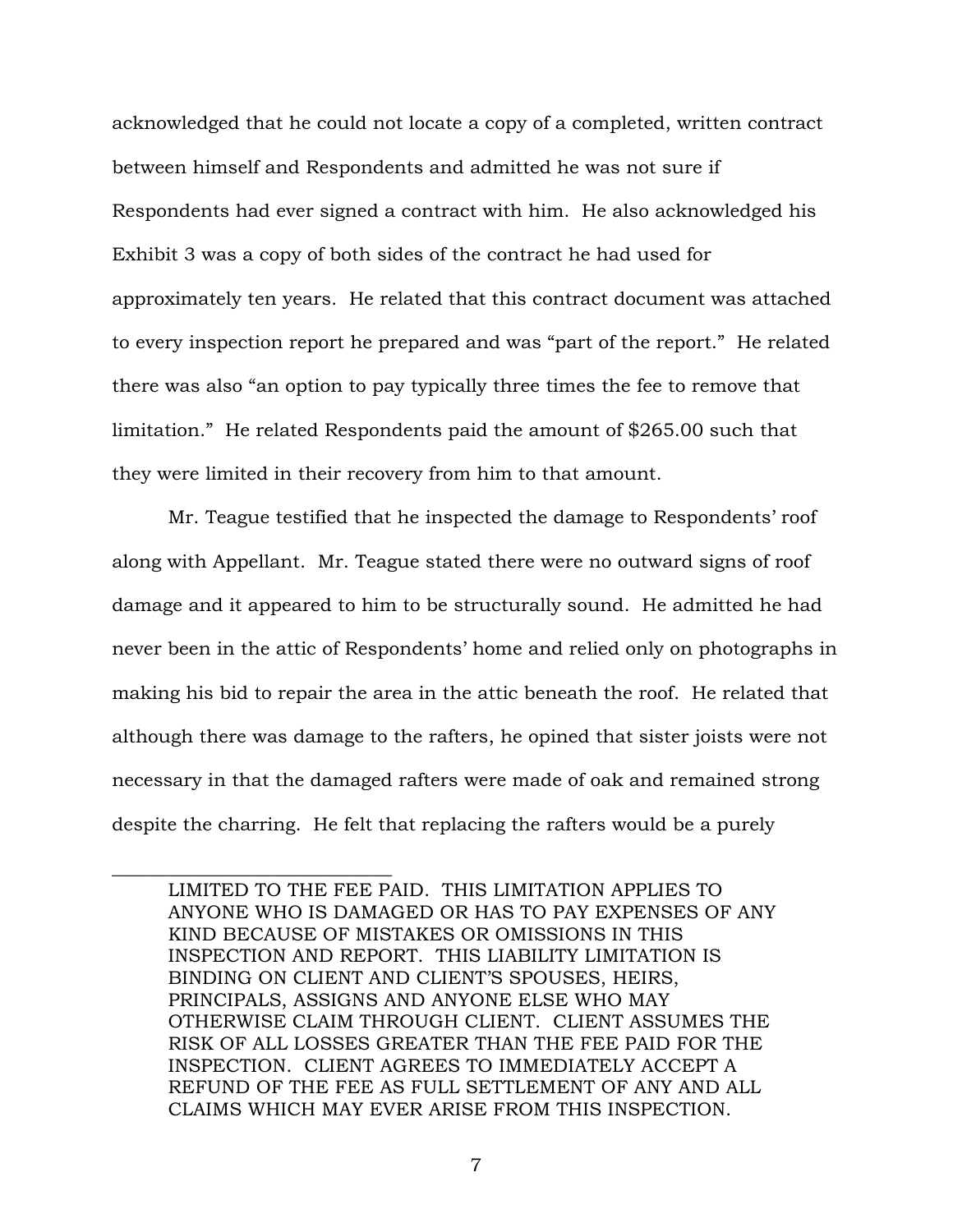acknowledged that he could not locate a copy of a completed, written contract between himself and Respondents and admitted he was not sure if Respondents had ever signed a contract with him. He also acknowledged his Exhibit 3 was a copy of both sides of the contract he had used for approximately ten years. He related that this contract document was attached to every inspection report he prepared and was "part of the report." He related there was also "an option to pay typically three times the fee to remove that limitation." He related Respondents paid the amount of $265.00 such that they were limited in their recovery from him to that amount.

Mr. Teague testified that he inspected the damage to Respondents' roof along with Appellant. Mr. Teague stated there were no outward signs of roof damage and it appeared to him to be structurally sound. He admitted he had never been in the attic of Respondents' home and relied only on photographs in making his bid to repair the area in the attic beneath the roof. He related that although there was damage to the rafters, he opined that sister joists were not necessary in that the damaged rafters were made of oak and remained strong despite the charring. He felt that replacing the rafters would be a purely

---

LIMITED TO THE FEE PAID. THIS LIMITATION APPLIES TO ANYONE WHO IS DAMAGED OR HAS TO PAY EXPENSES OF ANY KIND BECAUSE OF MISTAKES OR OMISSIONS IN THIS INSPECTION AND REPORT. THIS LIABILITY LIMITATION IS BINDING ON CLIENT AND CLIENT'S SPOUSES, HEIRS, PRINCIPALS, ASSIGNS AND ANYONE ELSE WHO MAY OTHERWISE CLAIM THROUGH CLIENT. CLIENT ASSUMES THE RISK OF ALL LOSSES GREATER THAN THE FEE PAID FOR THE INSPECTION. CLIENT AGREES TO IMMEDIATELY ACCEPT A REFUND OF THE FEE AS FULL SETTLEMENT OF ANY AND ALL CLAIMS WHICH MAY EVER ARISE FROM THIS INSPECTION.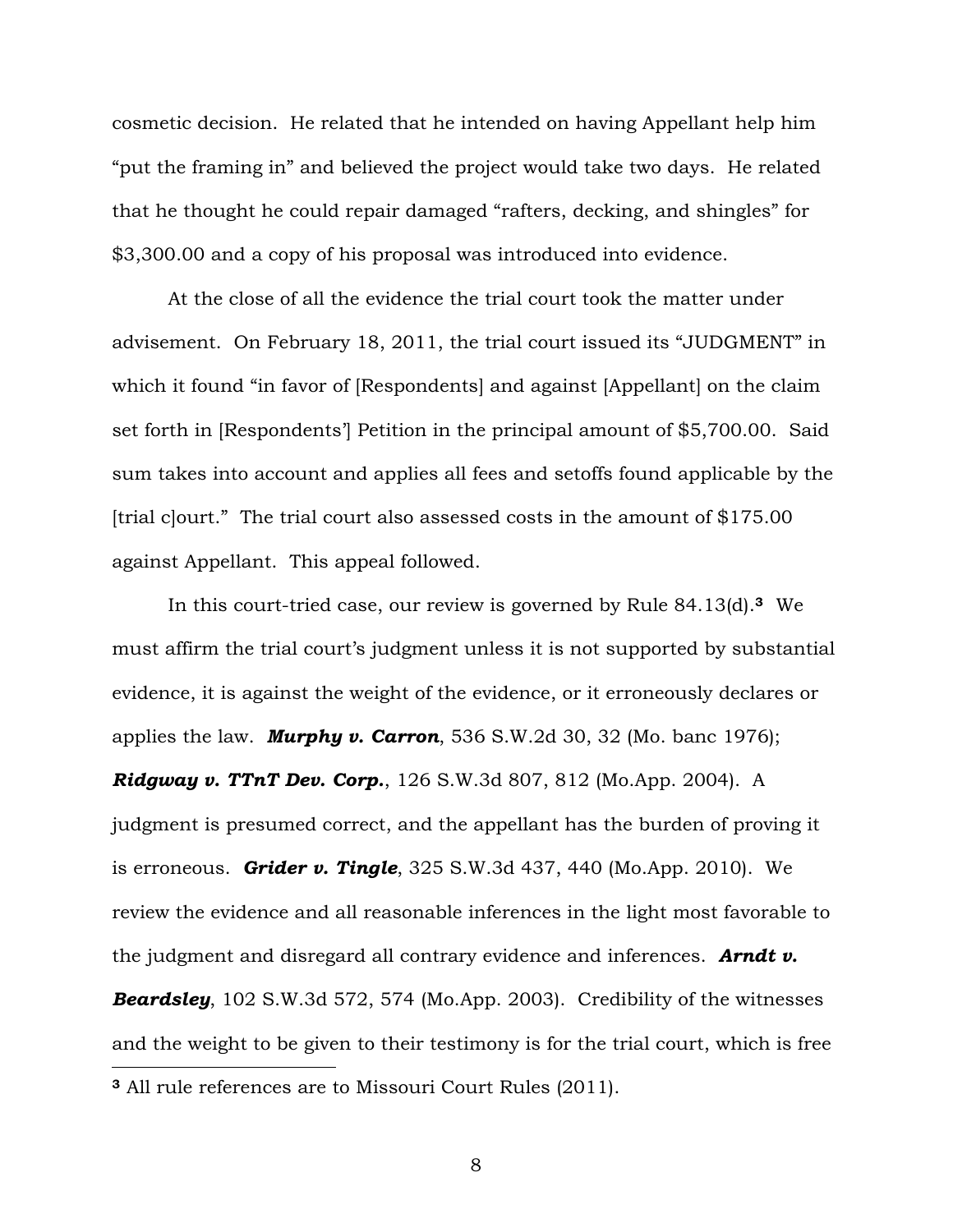cosmetic decision. He related that he intended on having Appellant help him "put the framing in" and believed the project would take two days. He related that he thought he could repair damaged "rafters, decking, and shingles" for $3,300.00 and a copy of his proposal was introduced into evidence.

At the close of all the evidence the trial court took the matter under advisement. On February 18, 2011, the trial court issued its "JUDGMENT" in which it found "in favor of [Respondents] and against [Appellant] on the claim set forth in [Respondents'] Petition in the principal amount of $5,700.00. Said sum takes into account and applies all fees and setoffs found applicable by the [trial c]ourt." The trial court also assessed costs in the amount of $175.00 against Appellant. This appeal followed.

In this court-tried case, our review is governed by Rule 84.13(d).[3] We must affirm the trial court's judgment unless it is not supported by substantial evidence, it is against the weight of the evidence, or it erroneously declares or applies the law. ***Murphy v. Carron***, 536 S.W.2d 30, 32 (Mo. banc 1976); ***Ridgway v. TTnT Dev. Corp.***, 126 S.W.3d 807, 812 (Mo.App. 2004). A judgment is presumed correct, and the appellant has the burden of proving it is erroneous. ***Grider v. Tingle***, 325 S.W.3d 437, 440 (Mo.App. 2010). We review the evidence and all reasonable inferences in the light most favorable to the judgment and disregard all contrary evidence and inferences. ***Arndt v. Beardsley***, 102 S.W.3d 572, 574 (Mo.App. 2003). Credibility of the witnesses and the weight to be given to their testimony is for the trial court, which is free

[3] All rule references are to Missouri Court Rules (2011).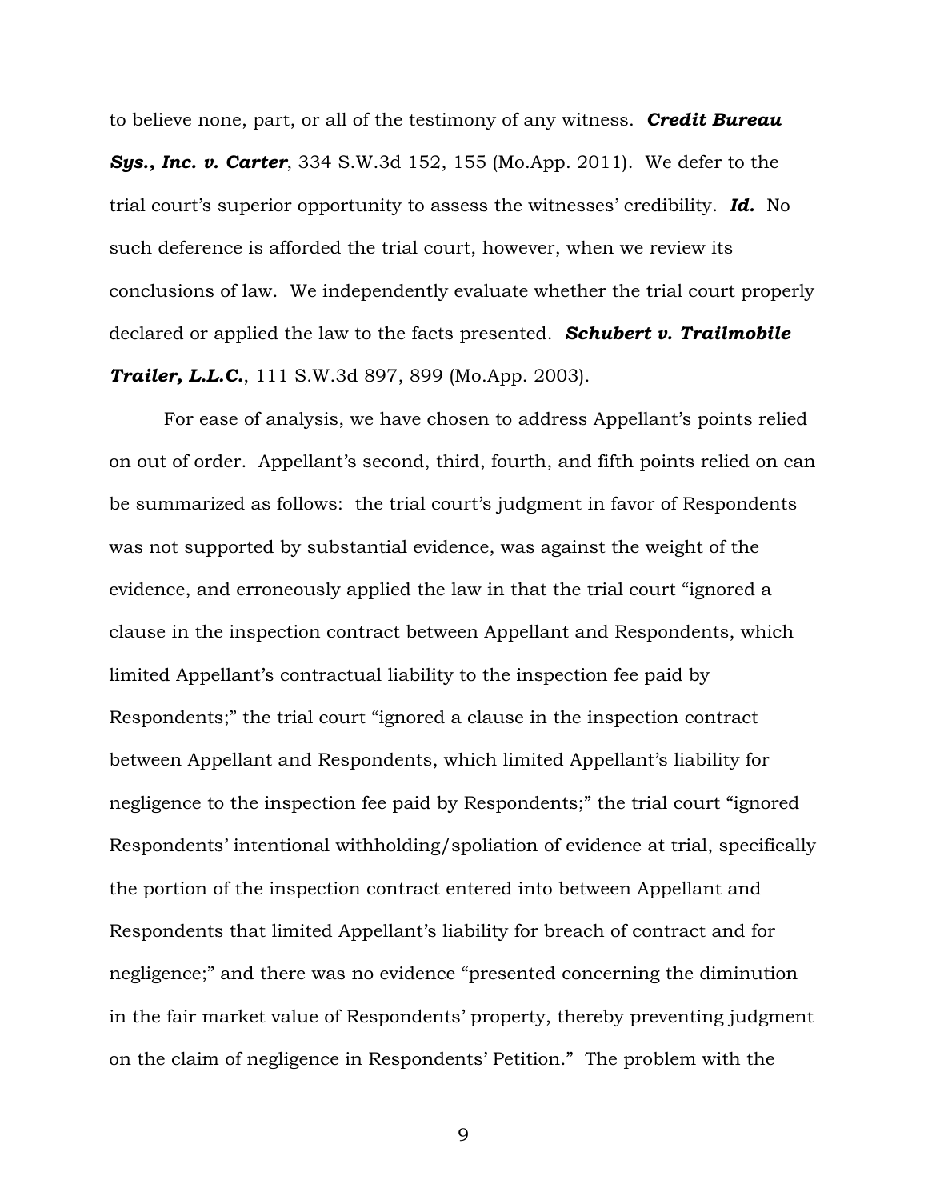to believe none, part, or all of the testimony of any witness. ***Credit Bureau Sys., Inc. v. Carter***, 334 S.W.3d 152, 155 (Mo.App. 2011). We defer to the trial court's superior opportunity to assess the witnesses' credibility. ***Id.*** No such deference is afforded the trial court, however, when we review its conclusions of law. We independently evaluate whether the trial court properly declared or applied the law to the facts presented. ***Schubert v. Trailmobile Trailer, L.L.C.***, 111 S.W.3d 897, 899 (Mo.App. 2003).

For ease of analysis, we have chosen to address Appellant's points relied on out of order. Appellant's second, third, fourth, and fifth points relied on can be summarized as follows: the trial court's judgment in favor of Respondents was not supported by substantial evidence, was against the weight of the evidence, and erroneously applied the law in that the trial court "ignored a clause in the inspection contract between Appellant and Respondents, which limited Appellant's contractual liability to the inspection fee paid by Respondents;" the trial court "ignored a clause in the inspection contract between Appellant and Respondents, which limited Appellant's liability for negligence to the inspection fee paid by Respondents;" the trial court "ignored Respondents' intentional withholding/spoliation of evidence at trial, specifically the portion of the inspection contract entered into between Appellant and Respondents that limited Appellant's liability for breach of contract and for negligence;" and there was no evidence "presented concerning the diminution in the fair market value of Respondents' property, thereby preventing judgment on the claim of negligence in Respondents' Petition." The problem with the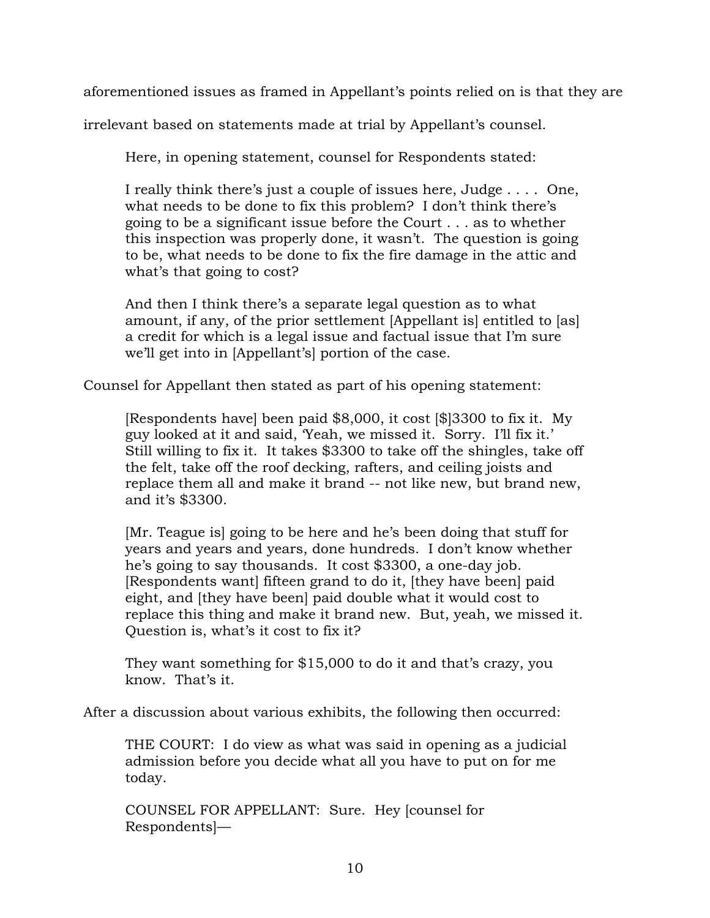aforementioned issues as framed in Appellant's points relied on is that they are irrelevant based on statements made at trial by Appellant's counsel.

Here, in opening statement, counsel for Respondents stated:

> I really think there's just a couple of issues here, Judge . . . . One, what needs to be done to fix this problem? I don't think there's going to be a significant issue before the Court . . . as to whether this inspection was properly done, it wasn't. The question is going to be, what needs to be done to fix the fire damage in the attic and what's that going to cost?
>
> And then I think there's a separate legal question as to what amount, if any, of the prior settlement [Appellant is] entitled to [as] a credit for which is a legal issue and factual issue that I'm sure we'll get into in [Appellant's] portion of the case.

Counsel for Appellant then stated as part of his opening statement:

> [Respondents have] been paid $8,000, it cost [$]3300 to fix it. My guy looked at it and said, 'Yeah, we missed it. Sorry. I'll fix it.' Still willing to fix it. It takes $3300 to take off the shingles, take off the felt, take off the roof decking, rafters, and ceiling joists and replace them all and make it brand -- not like new, but brand new, and it's $3300.
>
> [Mr. Teague is] going to be here and he's been doing that stuff for years and years and years, done hundreds. I don't know whether he's going to say thousands. It cost $3300, a one-day job. [Respondents want] fifteen grand to do it, [they have been] paid eight, and [they have been] paid double what it would cost to replace this thing and make it brand new. But, yeah, we missed it. Question is, what's it cost to fix it?
>
> They want something for $15,000 to do it and that's crazy, you know. That's it.

After a discussion about various exhibits, the following then occurred:

> THE COURT: I do view as what was said in opening as a judicial admission before you decide what all you have to put on for me today.
>
> COUNSEL FOR APPELLANT: Sure. Hey [counsel for Respondents]—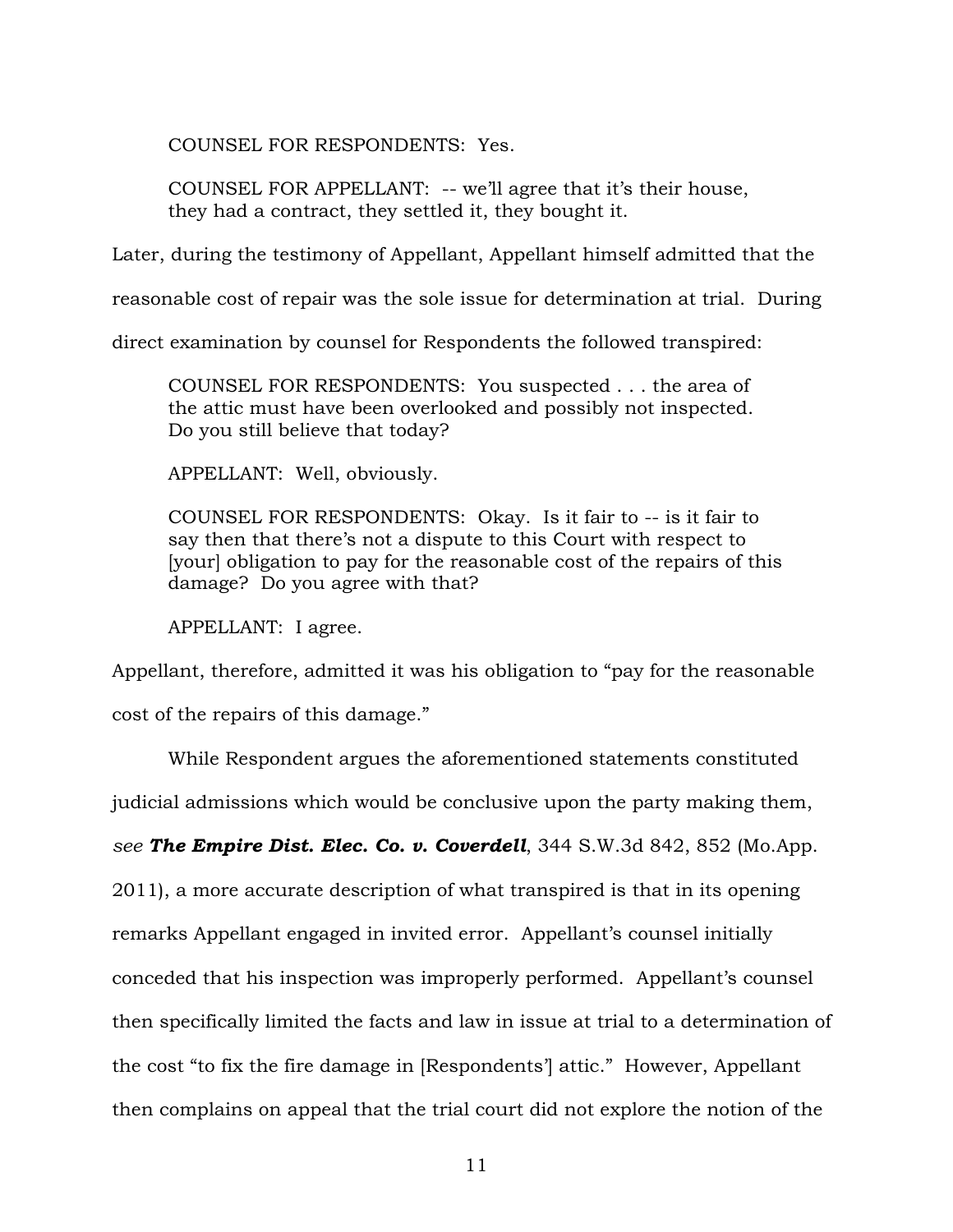> COUNSEL FOR RESPONDENTS: Yes.
>
> COUNSEL FOR APPELLANT: -- we'll agree that it's their house, they had a contract, they settled it, they bought it.

Later, during the testimony of Appellant, Appellant himself admitted that the reasonable cost of repair was the sole issue for determination at trial. During direct examination by counsel for Respondents the followed transpired:

> COUNSEL FOR RESPONDENTS: You suspected . . . the area of the attic must have been overlooked and possibly not inspected. Do you still believe that today?
>
> APPELLANT: Well, obviously.
>
> COUNSEL FOR RESPONDENTS: Okay. Is it fair to -- is it fair to say then that there's not a dispute to this Court with respect to [your] obligation to pay for the reasonable cost of the repairs of this damage? Do you agree with that?
>
> APPELLANT: I agree.

Appellant, therefore, admitted it was his obligation to "pay for the reasonable cost of the repairs of this damage."

While Respondent argues the aforementioned statements constituted judicial admissions which would be conclusive upon the party making them, *see* ***The Empire Dist. Elec. Co. v. Coverdell***, 344 S.W.3d 842, 852 (Mo.App. 2011), a more accurate description of what transpired is that in its opening remarks Appellant engaged in invited error. Appellant's counsel initially conceded that his inspection was improperly performed. Appellant's counsel then specifically limited the facts and law in issue at trial to a determination of the cost "to fix the fire damage in [Respondents'] attic." However, Appellant then complains on appeal that the trial court did not explore the notion of the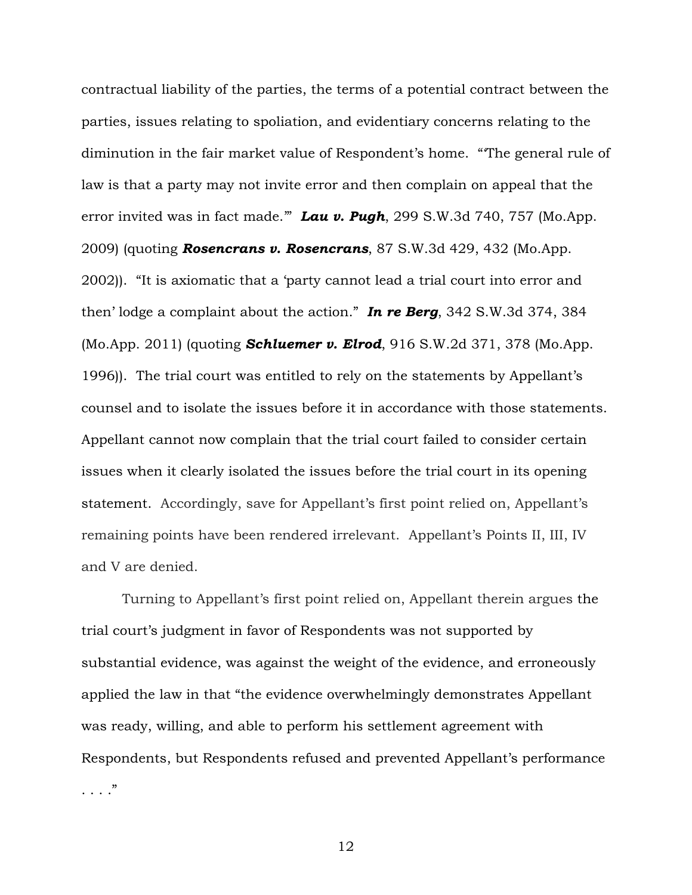contractual liability of the parties, the terms of a potential contract between the parties, issues relating to spoliation, and evidentiary concerns relating to the diminution in the fair market value of Respondent's home. "'The general rule of law is that a party may not invite error and then complain on appeal that the error invited was in fact made.'" ***Lau v. Pugh***, 299 S.W.3d 740, 757 (Mo.App. 2009) (quoting ***Rosencrans v. Rosencrans***, 87 S.W.3d 429, 432 (Mo.App. 2002)). "It is axiomatic that a 'party cannot lead a trial court into error and then' lodge a complaint about the action." ***In re Berg***, 342 S.W.3d 374, 384 (Mo.App. 2011) (quoting ***Schluemer v. Elrod***, 916 S.W.2d 371, 378 (Mo.App. 1996)). The trial court was entitled to rely on the statements by Appellant's counsel and to isolate the issues before it in accordance with those statements. Appellant cannot now complain that the trial court failed to consider certain issues when it clearly isolated the issues before the trial court in its opening statement. Accordingly, save for Appellant's first point relied on, Appellant's remaining points have been rendered irrelevant. Appellant's Points II, III, IV and V are denied.

Turning to Appellant's first point relied on, Appellant therein argues the trial court's judgment in favor of Respondents was not supported by substantial evidence, was against the weight of the evidence, and erroneously applied the law in that "the evidence overwhelmingly demonstrates Appellant was ready, willing, and able to perform his settlement agreement with Respondents, but Respondents refused and prevented Appellant's performance . . . ."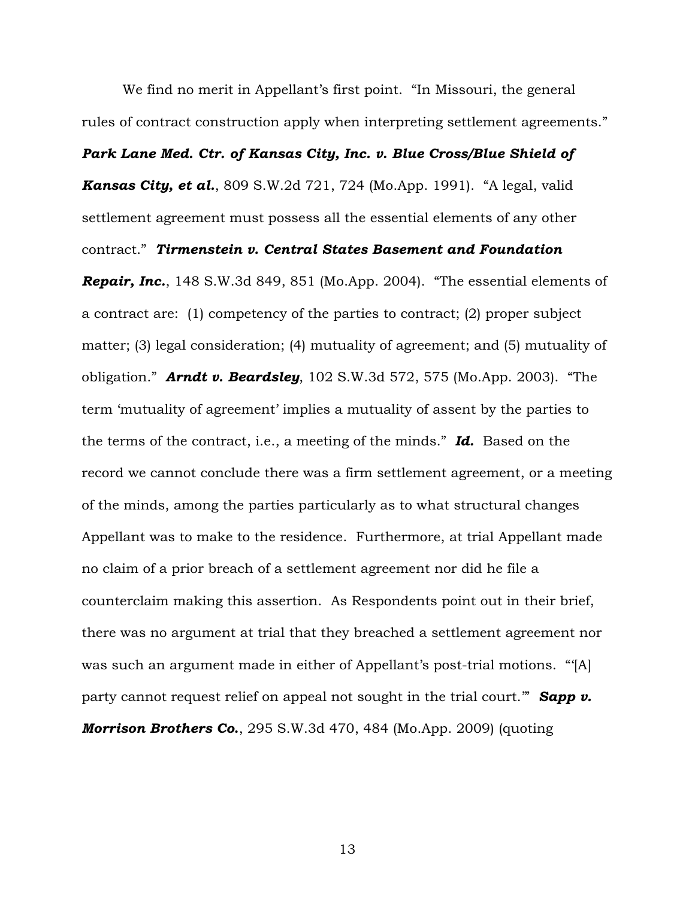We find no merit in Appellant's first point. "In Missouri, the general rules of contract construction apply when interpreting settlement agreements." ***Park Lane Med. Ctr. of Kansas City, Inc. v. Blue Cross/Blue Shield of Kansas City, et al.***, 809 S.W.2d 721, 724 (Mo.App. 1991). "A legal, valid settlement agreement must possess all the essential elements of any other contract." ***Tirmenstein v. Central States Basement and Foundation Repair, Inc.***, 148 S.W.3d 849, 851 (Mo.App. 2004). "The essential elements of a contract are: (1) competency of the parties to contract; (2) proper subject matter; (3) legal consideration; (4) mutuality of agreement; and (5) mutuality of obligation." ***Arndt v. Beardsley***, 102 S.W.3d 572, 575 (Mo.App. 2003). "The term 'mutuality of agreement' implies a mutuality of assent by the parties to the terms of the contract, i.e., a meeting of the minds." ***Id.*** Based on the record we cannot conclude there was a firm settlement agreement, or a meeting of the minds, among the parties particularly as to what structural changes Appellant was to make to the residence. Furthermore, at trial Appellant made no claim of a prior breach of a settlement agreement nor did he file a counterclaim making this assertion. As Respondents point out in their brief, there was no argument at trial that they breached a settlement agreement nor was such an argument made in either of Appellant's post-trial motions. "'[A] party cannot request relief on appeal not sought in the trial court.'" ***Sapp v. Morrison Brothers Co.***, 295 S.W.3d 470, 484 (Mo.App. 2009) (quoting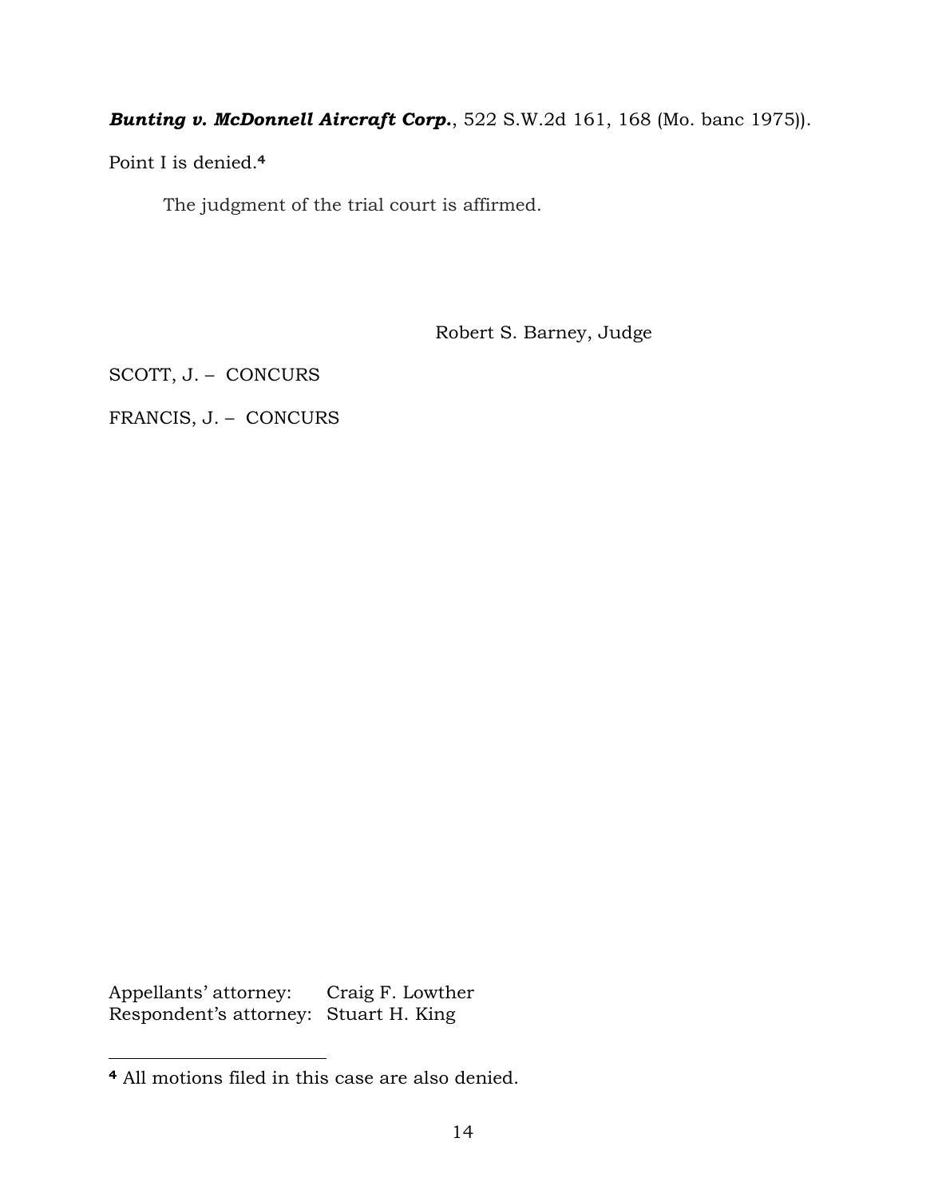***Bunting v. McDonnell Aircraft Corp.***, 522 S.W.2d 161, 168 (Mo. banc 1975)).

Point I is denied.[4]

The judgment of the trial court is affirmed.

Robert S. Barney, Judge

SCOTT, J. – CONCURS

FRANCIS, J. – CONCURS

Appellants' attorney: Craig F. Lowther
Respondent's attorney: Stuart H. King

[4] All motions filed in this case are also denied.